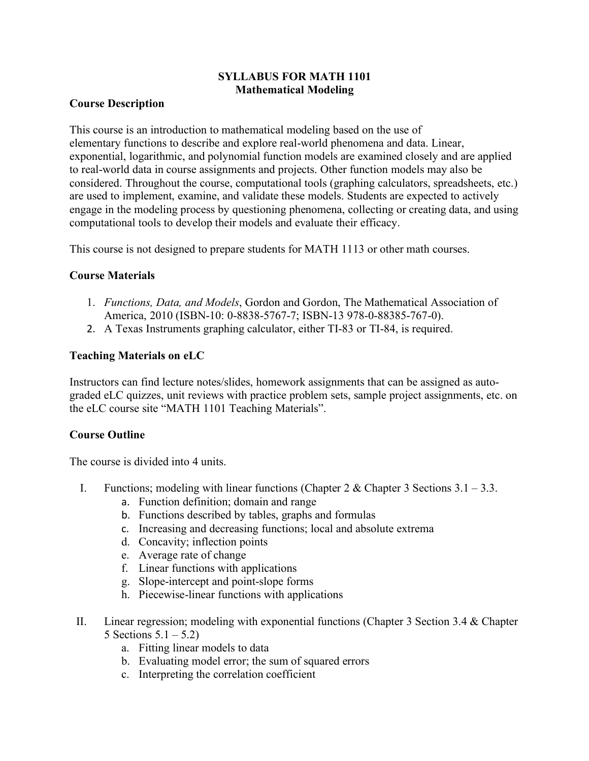# SYLLABUS FOR MATH 1101
## Mathematical Modeling

### Course Description

This course is an introduction to mathematical modeling based on the use of elementary functions to describe and explore real-world phenomena and data. Linear, exponential, logarithmic, and polynomial function models are examined closely and are applied to real-world data in course assignments and projects. Other function models may also be considered. Throughout the course, computational tools (graphing calculators, spreadsheets, etc.) are used to implement, examine, and validate these models. Students are expected to actively engage in the modeling process by questioning phenomena, collecting or creating data, and using computational tools to develop their models and evaluate their efficacy.

This course is not designed to prepare students for MATH 1113 or other math courses.

### Course Materials

1. *Functions, Data, and Models*, Gordon and Gordon, The Mathematical Association of America, 2010 (ISBN-10: 0-8838-5767-7; ISBN-13 978-0-88385-767-0).
2. A Texas Instruments graphing calculator, either TI-83 or TI-84, is required.

### Teaching Materials on eLC

Instructors can find lecture notes/slides, homework assignments that can be assigned as auto-graded eLC quizzes, unit reviews with practice problem sets, sample project assignments, etc. on the eLC course site "MATH 1101 Teaching Materials".

### Course Outline

The course is divided into 4 units.

I. Functions; modeling with linear functions (Chapter 2 & Chapter 3 Sections 3.1 – 3.3.
   a. Function definition; domain and range
   b. Functions described by tables, graphs and formulas
   c. Increasing and decreasing functions; local and absolute extrema
   d. Concavity; inflection points
   e. Average rate of change
   f. Linear functions with applications
   g. Slope-intercept and point-slope forms
   h. Piecewise-linear functions with applications

II. Linear regression; modeling with exponential functions (Chapter 3 Section 3.4 & Chapter 5 Sections 5.1 – 5.2)
   a. Fitting linear models to data
   b. Evaluating model error; the sum of squared errors
   c. Interpreting the correlation coefficient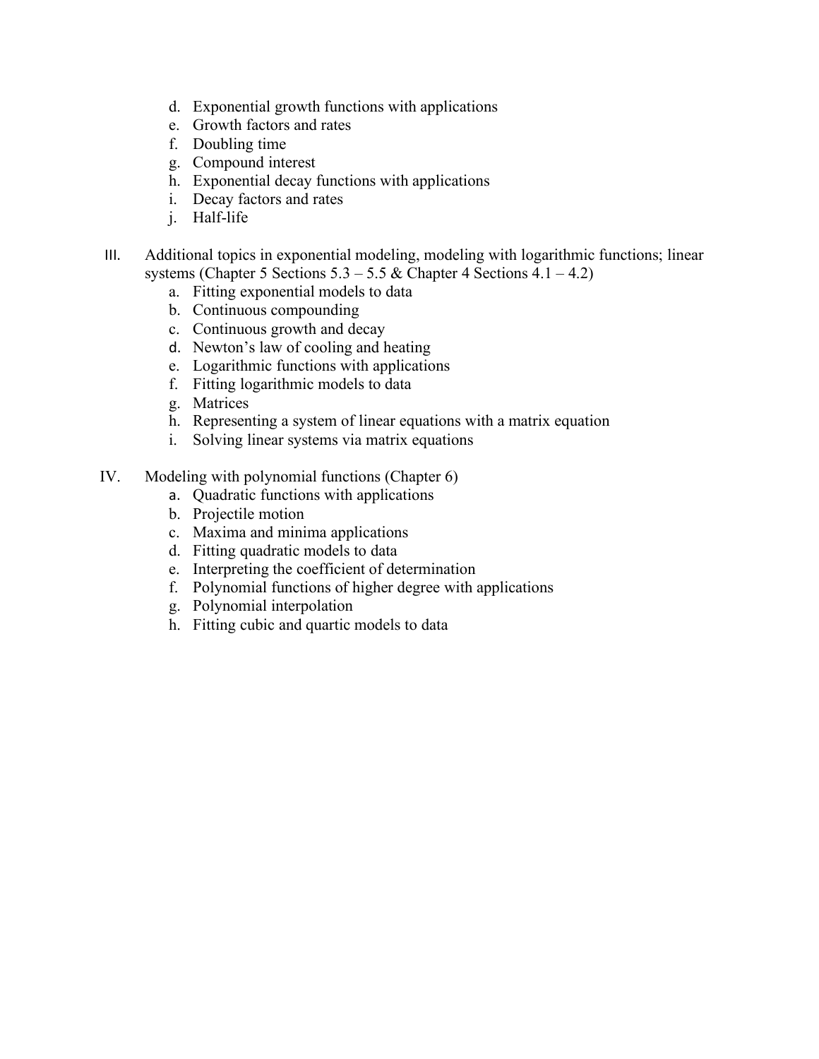d. Exponential growth functions with applications
e. Growth factors and rates
f. Doubling time
g. Compound interest
h. Exponential decay functions with applications
i. Decay factors and rates
j. Half-life

III. Additional topics in exponential modeling, modeling with logarithmic functions; linear systems (Chapter 5 Sections 5.3 – 5.5 & Chapter 4 Sections 4.1 – 4.2)
   a. Fitting exponential models to data
   b. Continuous compounding
   c. Continuous growth and decay
   d. Newton's law of cooling and heating
   e. Logarithmic functions with applications
   f. Fitting logarithmic models to data
   g. Matrices
   h. Representing a system of linear equations with a matrix equation
   i. Solving linear systems via matrix equations

IV. Modeling with polynomial functions (Chapter 6)
   a. Quadratic functions with applications
   b. Projectile motion
   c. Maxima and minima applications
   d. Fitting quadratic models to data
   e. Interpreting the coefficient of determination
   f. Polynomial functions of higher degree with applications
   g. Polynomial interpolation
   h. Fitting cubic and quartic models to data